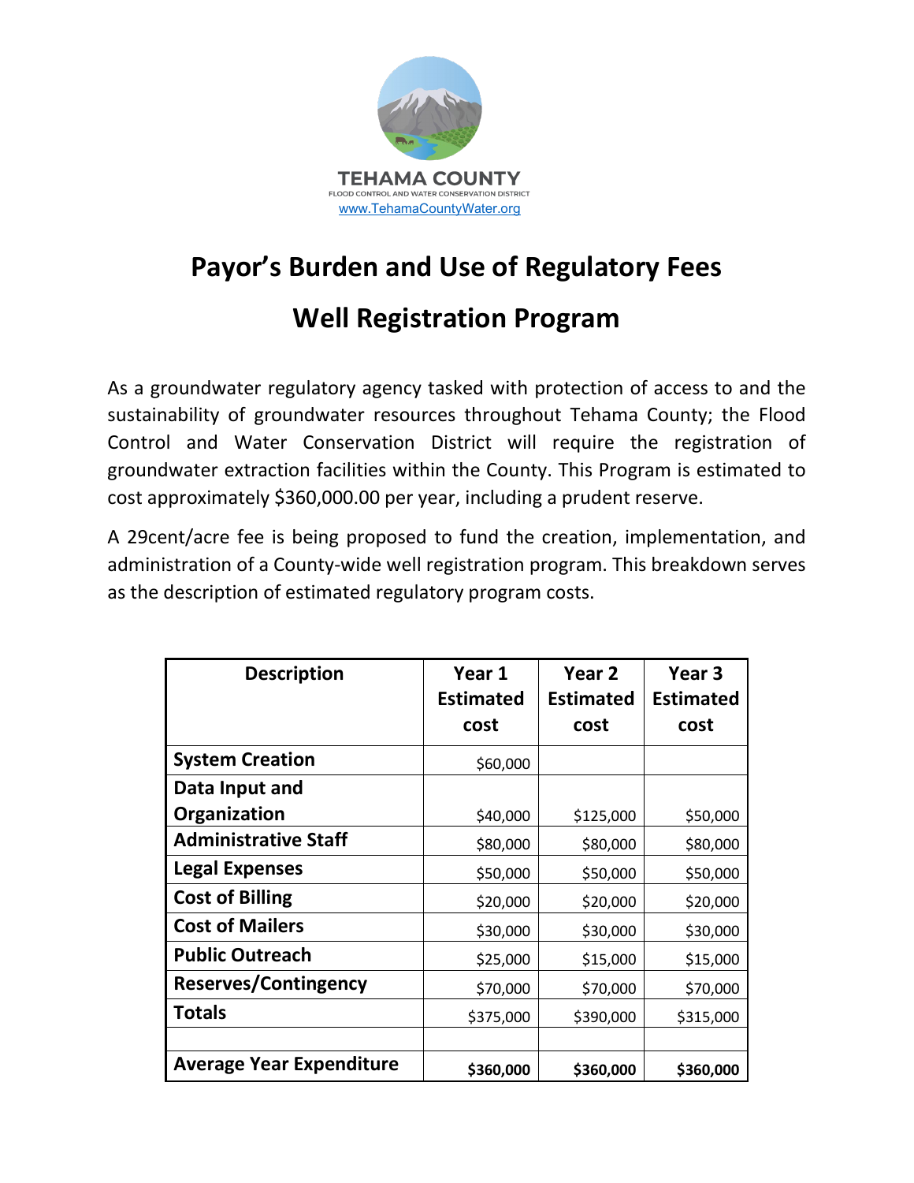TEHAMA COUNTY

FLOOD CONTROL AND WATER CONSERVATION DISTRICT

www.TehamaCountyWater.org

# Payor's Burden and Use of Regulatory Fees

# Well Registration Program

As a groundwater regulatory agency tasked with protection of access to and the sustainability of groundwater resources throughout Tehama County; the Flood Control and Water Conservation District will require the registration of groundwater extraction facilities within the County. This Program is estimated to cost approximately $360,000.00 per year, including a prudent reserve.

A 29cent/acre fee is being proposed to fund the creation, implementation, and administration of a County-wide well registration program. This breakdown serves as the description of estimated regulatory program costs.

| Description | Year 1 Estimated cost | Year 2 Estimated cost | Year 3 Estimated cost |
|---|---|---|---|
| **System Creation** | $60,000 | | |
| **Data Input and Organization** | $40,000 | $125,000 | $50,000 |
| **Administrative Staff** | $80,000 | $80,000 | $80,000 |
| **Legal Expenses** | $50,000 | $50,000 | $50,000 |
| **Cost of Billing** | $20,000 | $20,000 | $20,000 |
| **Cost of Mailers** | $30,000 | $30,000 | $30,000 |
| **Public Outreach** | $25,000 | $15,000 | $15,000 |
| **Reserves/Contingency** | $70,000 | $70,000 | $70,000 |
| **Totals** | $375,000 | $390,000 | $315,000 |
| | | | |
| **Average Year Expenditure** | **$360,000** | **$360,000** | **$360,000** |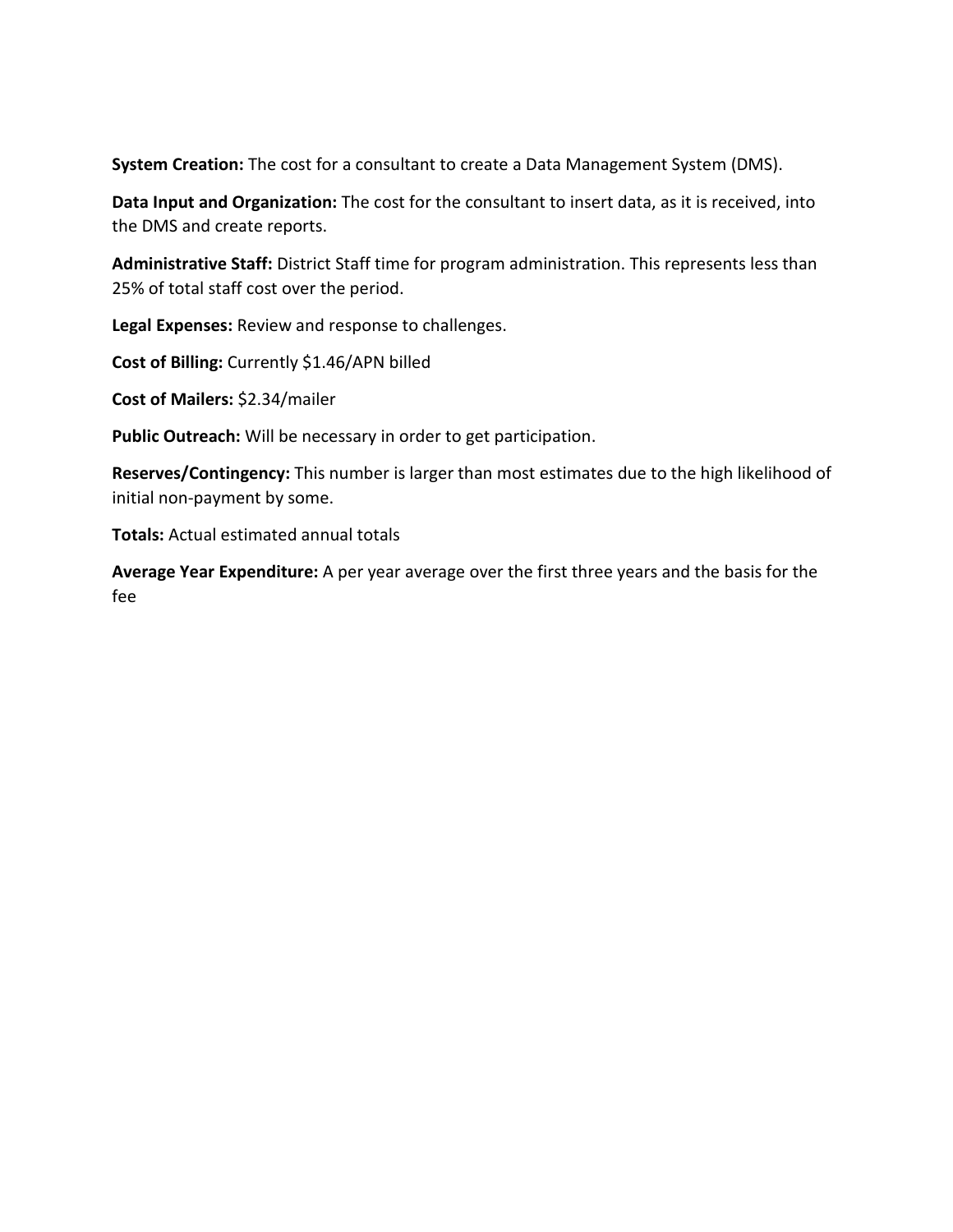**System Creation:** The cost for a consultant to create a Data Management System (DMS).

**Data Input and Organization:** The cost for the consultant to insert data, as it is received, into the DMS and create reports.

**Administrative Staff:** District Staff time for program administration. This represents less than 25% of total staff cost over the period.

**Legal Expenses:** Review and response to challenges.

**Cost of Billing:** Currently $1.46/APN billed

**Cost of Mailers:** $2.34/mailer

**Public Outreach:** Will be necessary in order to get participation.

**Reserves/Contingency:** This number is larger than most estimates due to the high likelihood of initial non-payment by some.

**Totals:** Actual estimated annual totals

**Average Year Expenditure:** A per year average over the first three years and the basis for the fee